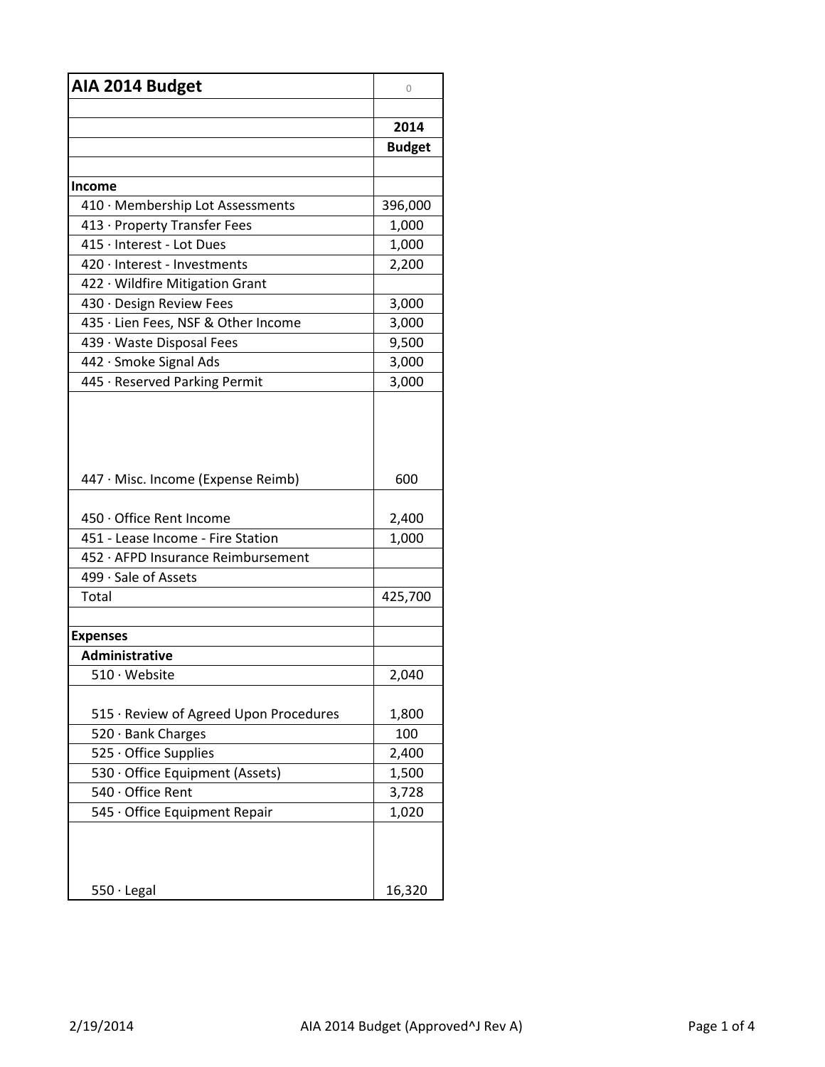| AIA 2014 Budget | 0 |
|---|---|
| | |
| | **2014** |
| | **Budget** |
| | |
| **Income** | |
| 410 · Membership Lot Assessments | 396,000 |
| 413 · Property Transfer Fees | 1,000 |
| 415 · Interest - Lot Dues | 1,000 |
| 420 · Interest - Investments | 2,200 |
| 422 · Wildfire Mitigation Grant | |
| 430 · Design Review Fees | 3,000 |
| 435 · Lien Fees, NSF & Other Income | 3,000 |
| 439 · Waste Disposal Fees | 9,500 |
| 442 · Smoke Signal Ads | 3,000 |
| 445 · Reserved Parking Permit | 3,000 |
| 447 · Misc. Income (Expense Reimb) | 600 |
| 450 · Office Rent Income | 2,400 |
| 451 - Lease Income - Fire Station | 1,000 |
| 452 · AFPD Insurance Reimbursement | |
| 499 · Sale of Assets | |
| Total | 425,700 |
| | |
| **Expenses** | |
| **Administrative** | |
| 510 · Website | 2,040 |
| 515 · Review of Agreed Upon Procedures | 1,800 |
| 520 · Bank Charges | 100 |
| 525 · Office Supplies | 2,400 |
| 530 · Office Equipment (Assets) | 1,500 |
| 540 · Office Rent | 3,728 |
| 545 · Office Equipment Repair | 1,020 |
| 550 · Legal | 16,320 |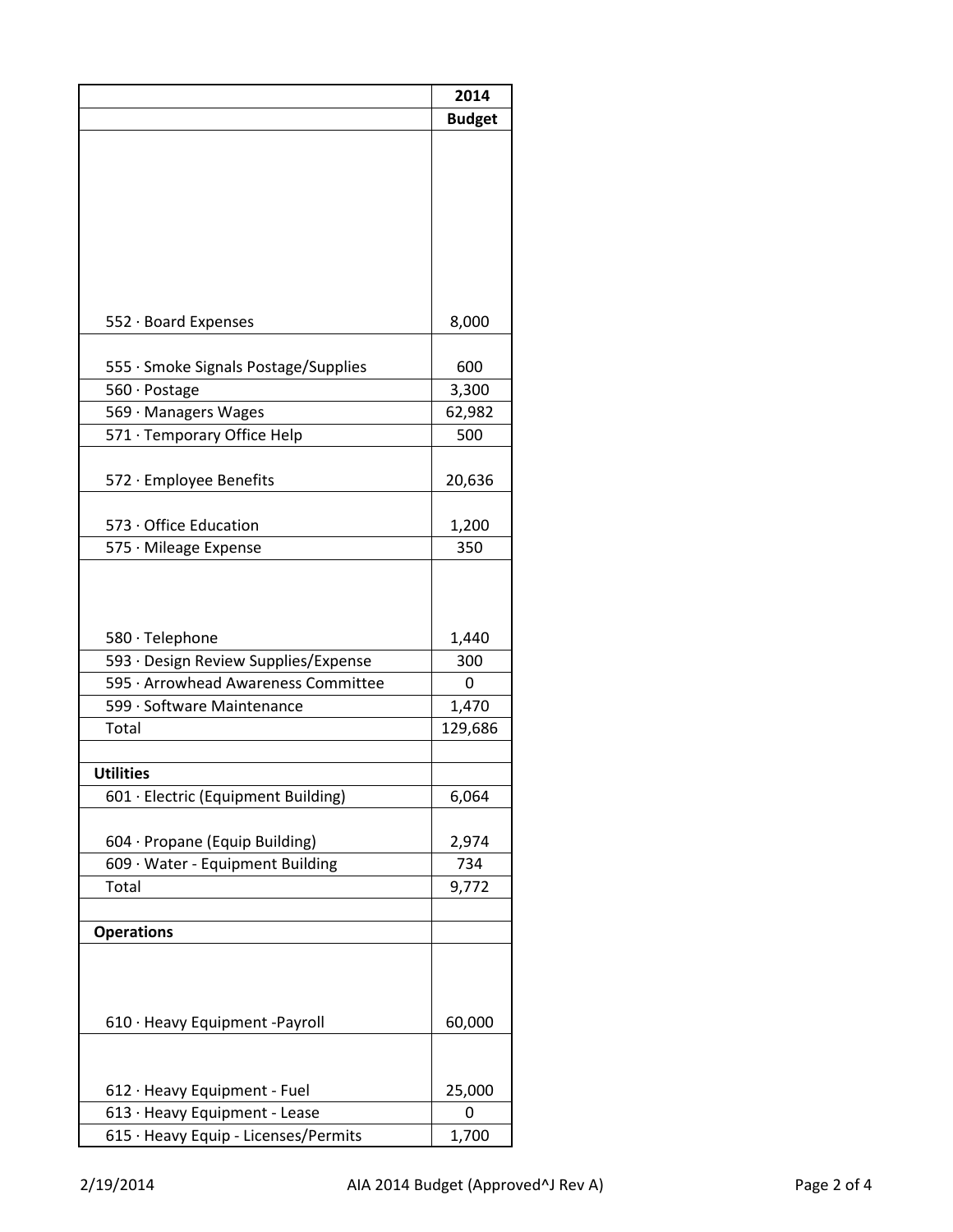| | 2014 |
|---|---|
| | **Budget** |
| 552 · Board Expenses | 8,000 |
| 555 · Smoke Signals Postage/Supplies | 600 |
| 560 · Postage | 3,300 |
| 569 · Managers Wages | 62,982 |
| 571 · Temporary Office Help | 500 |
| 572 · Employee Benefits | 20,636 |
| 573 · Office Education | 1,200 |
| 575 · Mileage Expense | 350 |
| 580 · Telephone | 1,440 |
| 593 · Design Review Supplies/Expense | 300 |
| 595 · Arrowhead Awareness Committee | 0 |
| 599 · Software Maintenance | 1,470 |
| Total | 129,686 |
| | |
| **Utilities** | |
| 601 · Electric (Equipment Building) | 6,064 |
| 604 · Propane (Equip Building) | 2,974 |
| 609 · Water - Equipment Building | 734 |
| Total | 9,772 |
| | |
| **Operations** | |
| 610 · Heavy Equipment -Payroll | 60,000 |
| 612 · Heavy Equipment - Fuel | 25,000 |
| 613 · Heavy Equipment - Lease | 0 |
| 615 · Heavy Equip - Licenses/Permits | 1,700 |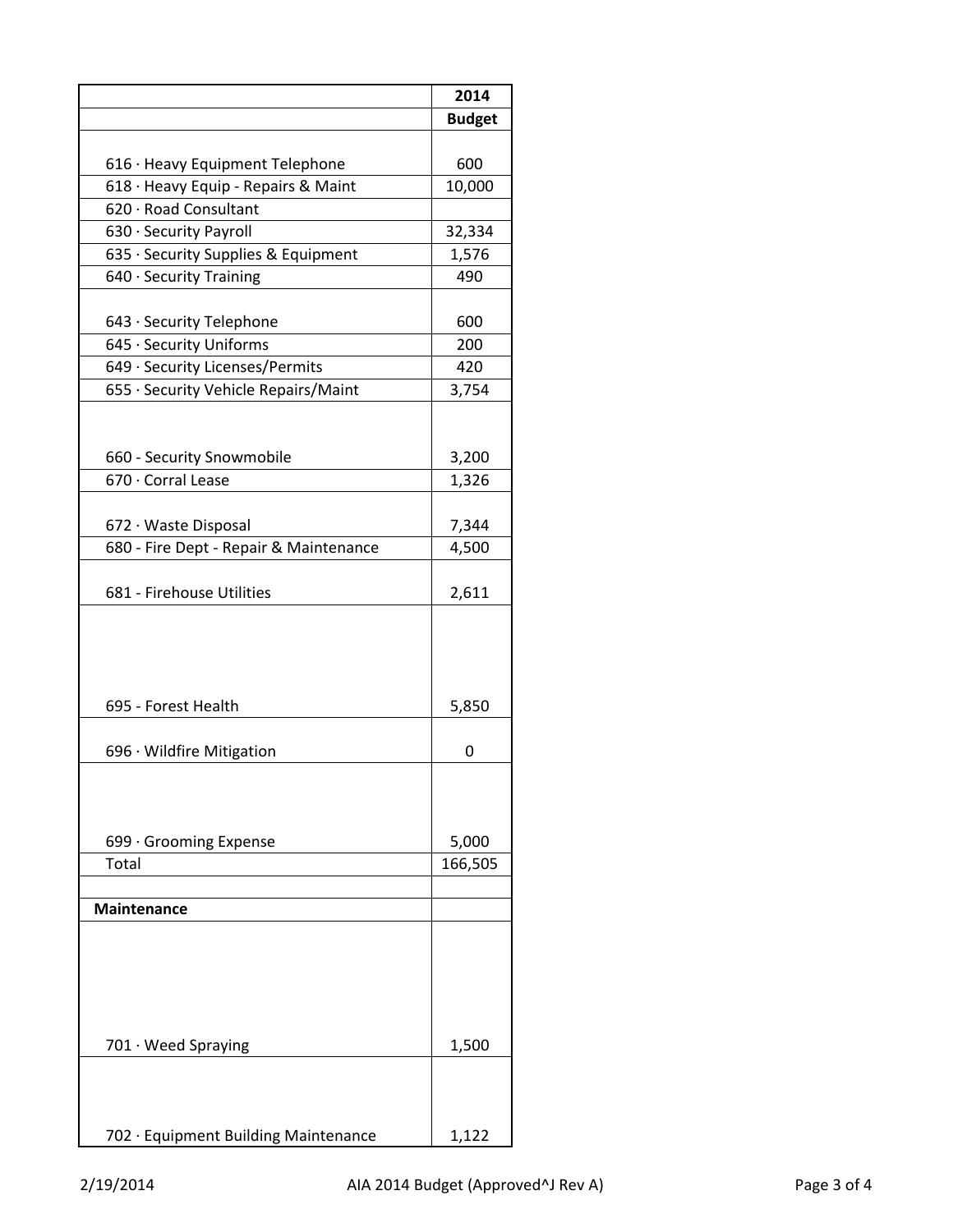| | 2014 |
|---|---|
| | **Budget** |
| 616 · Heavy Equipment Telephone | 600 |
| 618 · Heavy Equip - Repairs & Maint | 10,000 |
| 620 · Road Consultant | |
| 630 · Security Payroll | 32,334 |
| 635 · Security Supplies & Equipment | 1,576 |
| 640 · Security Training | 490 |
| 643 · Security Telephone | 600 |
| 645 · Security Uniforms | 200 |
| 649 · Security Licenses/Permits | 420 |
| 655 · Security Vehicle Repairs/Maint | 3,754 |
| 660 - Security Snowmobile | 3,200 |
| 670 · Corral Lease | 1,326 |
| 672 · Waste Disposal | 7,344 |
| 680 - Fire Dept - Repair & Maintenance | 4,500 |
| 681 - Firehouse Utilities | 2,611 |
| 695 - Forest Health | 5,850 |
| 696 · Wildfire Mitigation | 0 |
| 699 · Grooming Expense | 5,000 |
| Total | 166,505 |
| | |
| **Maintenance** | |
| 701 · Weed Spraying | 1,500 |
| 702 · Equipment Building Maintenance | 1,122 |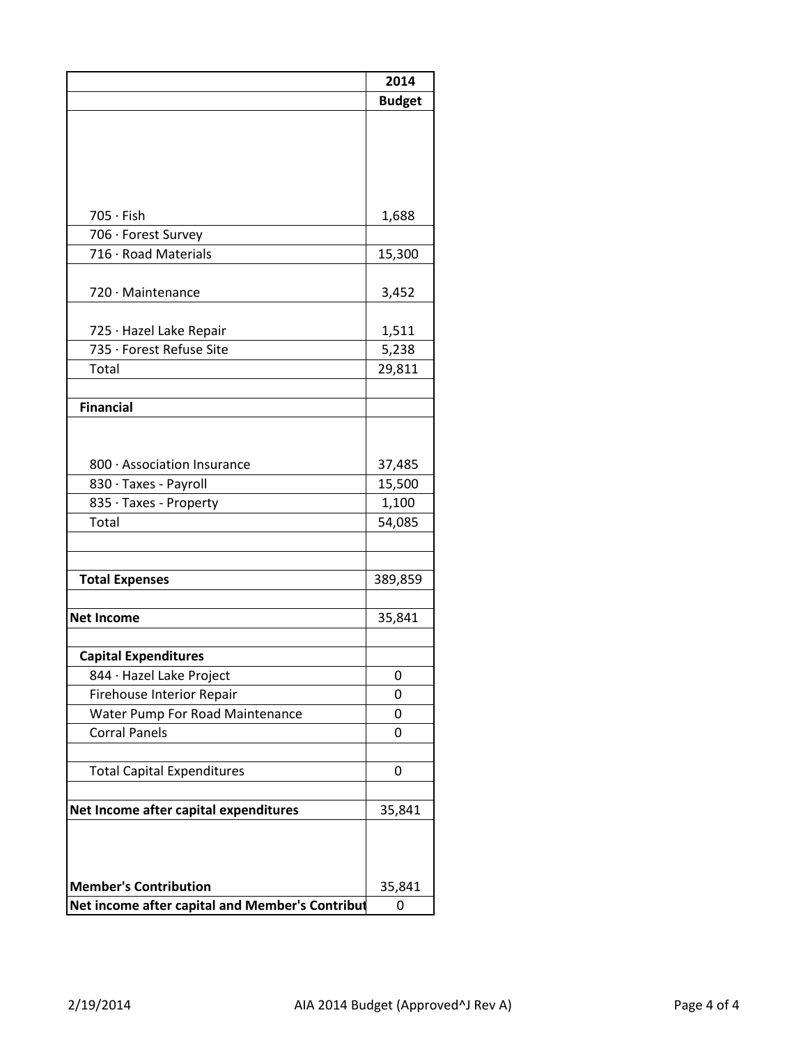| | 2014 |
|---|---|
| | **Budget** |
| | |
| 705 · Fish | 1,688 |
| 706 · Forest Survey | |
| 716 · Road Materials | 15,300 |
| 720 · Maintenance | 3,452 |
| 725 · Hazel Lake Repair | 1,511 |
| 735 · Forest Refuse Site | 5,238 |
| Total | 29,811 |
| | |
| **Financial** | |
| | |
| 800 · Association Insurance | 37,485 |
| 830 · Taxes - Payroll | 15,500 |
| 835 · Taxes - Property | 1,100 |
| Total | 54,085 |
| | |
| | |
| **Total Expenses** | 389,859 |
| | |
| **Net Income** | 35,841 |
| | |
| **Capital Expenditures** | |
| 844 · Hazel Lake Project | 0 |
| Firehouse Interior Repair | 0 |
| Water Pump For Road Maintenance | 0 |
| Corral Panels | 0 |
| | |
| Total Capital Expenditures | 0 |
| | |
| **Net Income after capital expenditures** | 35,841 |
| | |
| **Member's Contribution** | 35,841 |
| **Net income after capital and Member's Contribut** | 0 |